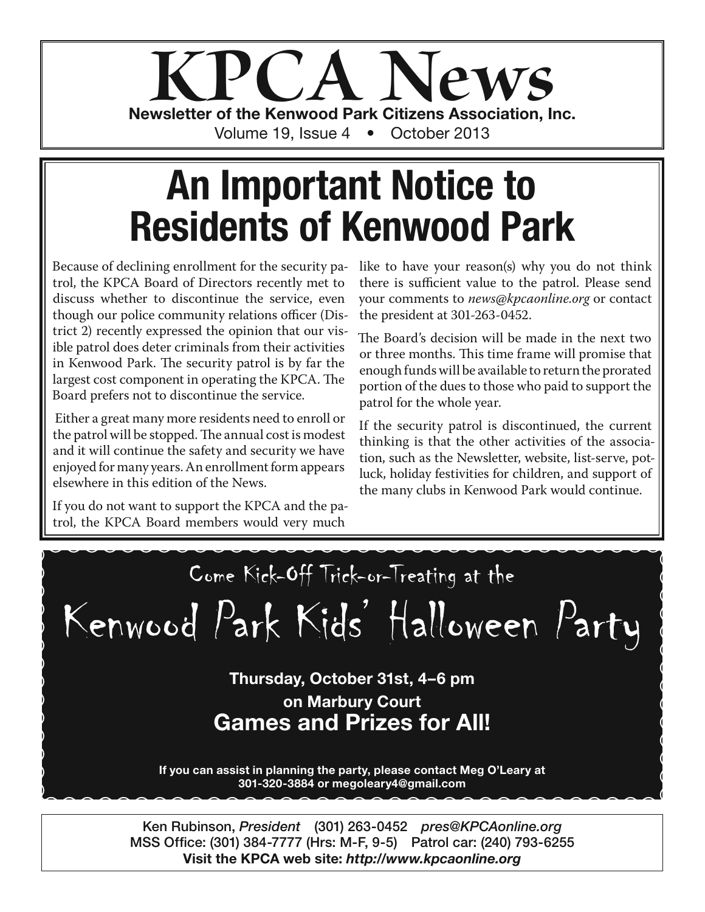# KPCA News

**Newsletter of the Kenwood Park Citizens Association, Inc.**

Volume 19, Issue 4 • October 2013

# An Important Notice to Residents of Kenwood Park

Because of declining enrollment for the security patrol, the KPCA Board of Directors recently met to discuss whether to discontinue the service, even though our police community relations officer (District 2) recently expressed the opinion that our visible patrol does deter criminals from their activities in Kenwood Park. The security patrol is by far the largest cost component in operating the KPCA. The Board prefers not to discontinue the service.

Either a great many more residents need to enroll or the patrol will be stopped. The annual cost is modest and it will continue the safety and security we have enjoyed for many years. An enrollment form appears elsewhere in this edition of the News.

If you do not want to support the KPCA and the patrol, the KPCA Board members would very much like to have your reason(s) why you do not think there is sufficient value to the patrol. Please send your comments to *news@kpcaonline.org* or contact the president at 301-263-0452.

The Board's decision will be made in the next two or three months. This time frame will promise that enough funds will be available to return the prorated portion of the dues to those who paid to support the patrol for the whole year.

If the security patrol is discontinued, the current thinking is that the other activities of the association, such as the Newsletter, website, list-serve, potluck, holiday festivities for children, and support of the many clubs in Kenwood Park would continue.

Come Kick-Off Trick-or-Treating at the

## Kenwood Park Kids' Halloween Party

**Thursday, October 31st, 4–6 pm**

**on Marbury Court**

**Games and Prizes for All!**

**If you can assist in planning the party, please contact Meg O'Leary at 301-320-3884 or megoleary4@gmail.com**

Ken Rubinson, *President* (301) 263-0452 *pres@KPCAonline.org*
MSS Office: (301) 384-7777 (Hrs: M-F, 9-5) Patrol car: (240) 793-6255
**Visit the KPCA web site: *http://www.kpcaonline.org***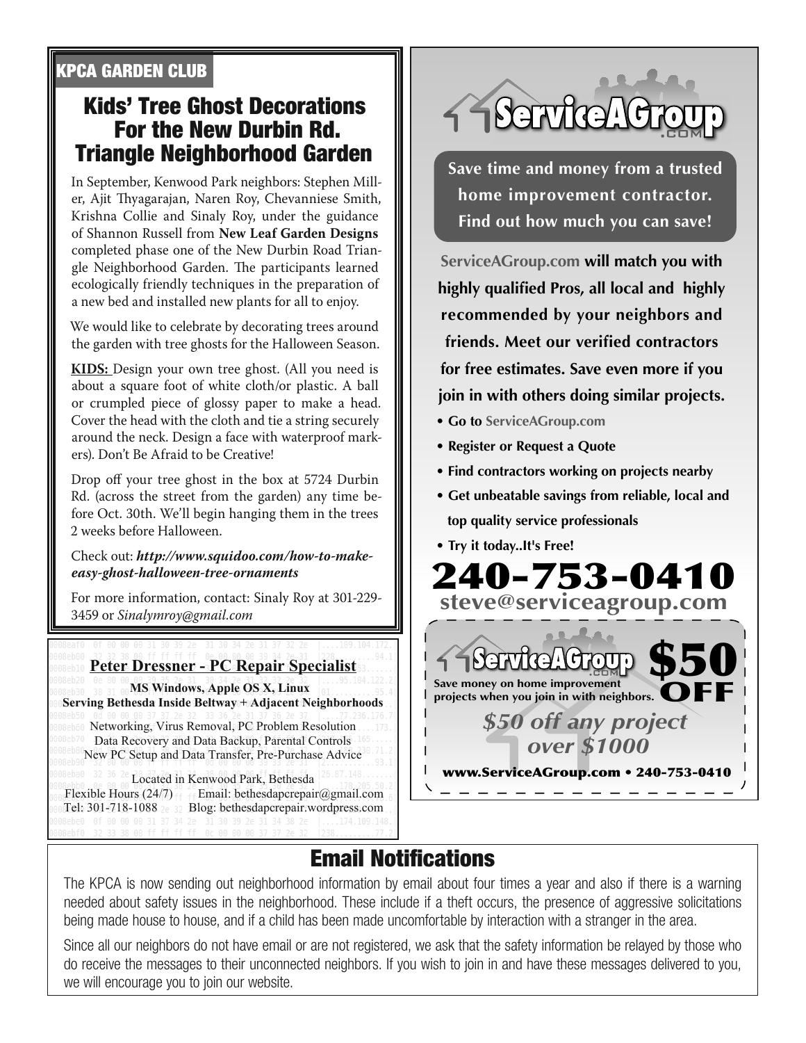## KPCA GARDEN CLUB

# Kids' Tree Ghost Decorations For the New Durbin Rd. Triangle Neighborhood Garden

In September, Kenwood Park neighbors: Stephen Miller, Ajit Thyagarajan, Naren Roy, Chevanniese Smith, Krishna Collie and Sinaly Roy, under the guidance of Shannon Russell from **New Leaf Garden Designs** completed phase one of the New Durbin Road Triangle Neighborhood Garden. The participants learned ecologically friendly techniques in the preparation of a new bed and installed new plants for all to enjoy.

We would like to celebrate by decorating trees around the garden with tree ghosts for the Halloween Season.

**KIDS:** Design your own tree ghost. (All you need is about a square foot of white cloth/or plastic. A ball or crumpled piece of glossy paper to make a head. Cover the head with the cloth and tie a string securely around the neck. Design a face with waterproof markers). Don't Be Afraid to be Creative!

Drop off your tree ghost in the box at 5724 Durbin Rd. (across the street from the garden) any time before Oct. 30th. We'll begin hanging them in the trees 2 weeks before Halloween.

Check out: ***http://www.squidoo.com/how-to-make-easy-ghost-halloween-tree-ornaments***

For more information, contact: Sinaly Roy at 301-229-3459 or *Sinalymroy@gmail.com*

---

**Peter Dressner - PC Repair Specialist**

**MS Windows, Apple OS X, Linux**
**Serving Bethesda Inside Beltway + Adjacent Neighborhoods**

Networking, Virus Removal, PC Problem Resolution
Data Recovery and Data Backup, Parental Controls
New PC Setup and Data Transfer, Pre-Purchase Advice

Located in Kenwood Park, Bethesda
Flexible Hours (24/7) Email: bethesdapcrepair@gmail.com
Tel: 301-718-1088 Blog: bethesdapcrepair.wordpress.com

---

**ServiceAGroup.com**

**Save time and money from a trusted home improvement contractor. Find out how much you can save!**

**ServiceAGroup.com will match you with highly qualified Pros, all local and highly recommended by your neighbors and friends. Meet our verified contractors for free estimates. Save even more if you join in with others doing similar projects.**

- **Go to ServiceAGroup.com**
- **Register or Request a Quote**
- **Find contractors working on projects nearby**
- **Get unbeatable savings from reliable, local and top quality service professionals**
- **Try it today..It's Free!**

**240-753-0410**
**steve@serviceagroup.com**

**ServiceAGroup.com** **$50 OFF**

**Save money on home improvement projects when you join in with neighbors.**

***$50 off any project over $1000***

**www.ServiceAGroup.com • 240-753-0410**

---

# Email Notifications

The KPCA is now sending out neighborhood information by email about four times a year and also if there is a warning needed about safety issues in the neighborhood. These include if a theft occurs, the presence of aggressive solicitations being made house to house, and if a child has been made uncomfortable by interaction with a stranger in the area.

Since all our neighbors do not have email or are not registered, we ask that the safety information be relayed by those who do receive the messages to their unconnected neighbors. If you wish to join in and have these messages delivered to you, we will encourage you to join our website.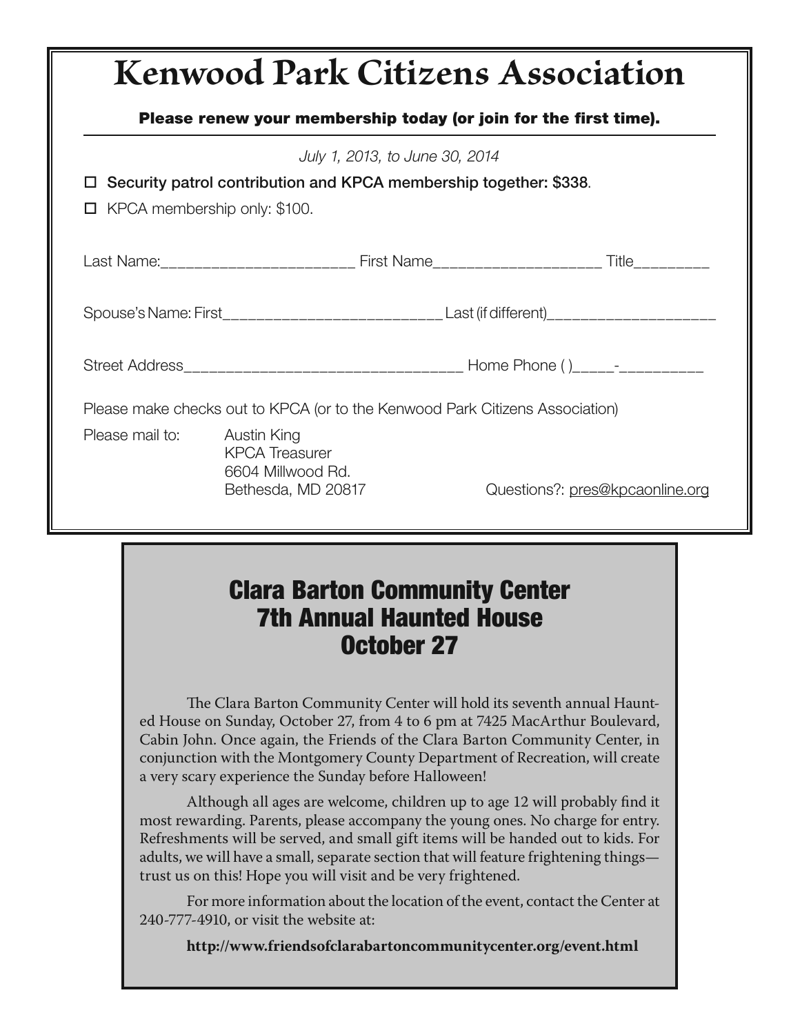# Kenwood Park Citizens Association

**Please renew your membership today (or join for the first time).**

*July 1, 2013, to June 30, 2014*

- ☐ Security patrol contribution and KPCA membership together: $338.
- ☐ KPCA membership only: $100.

Last Name:_______________________ First Name____________________ Title_________

Spouse's Name: First__________________________ Last (if different)____________________

Street Address_________________________________ Home Phone ( )_____-__________

Please make checks out to KPCA (or to the Kenwood Park Citizens Association)

Please mail to:

Austin King
KPCA Treasurer
6604 Millwood Rd.
Bethesda, MD 20817

Questions?: pres@kpcaonline.org

## Clara Barton Community Center 7th Annual Haunted House October 27

The Clara Barton Community Center will hold its seventh annual Haunted House on Sunday, October 27, from 4 to 6 pm at 7425 MacArthur Boulevard, Cabin John. Once again, the Friends of the Clara Barton Community Center, in conjunction with the Montgomery County Department of Recreation, will create a very scary experience the Sunday before Halloween!

Although all ages are welcome, children up to age 12 will probably find it most rewarding. Parents, please accompany the young ones. No charge for entry. Refreshments will be served, and small gift items will be handed out to kids. For adults, we will have a small, separate section that will feature frightening things—trust us on this! Hope you will visit and be very frightened.

For more information about the location of the event, contact the Center at 240-777-4910, or visit the website at:

**http://www.friendsofclarabartoncommunitycenter.org/event.html**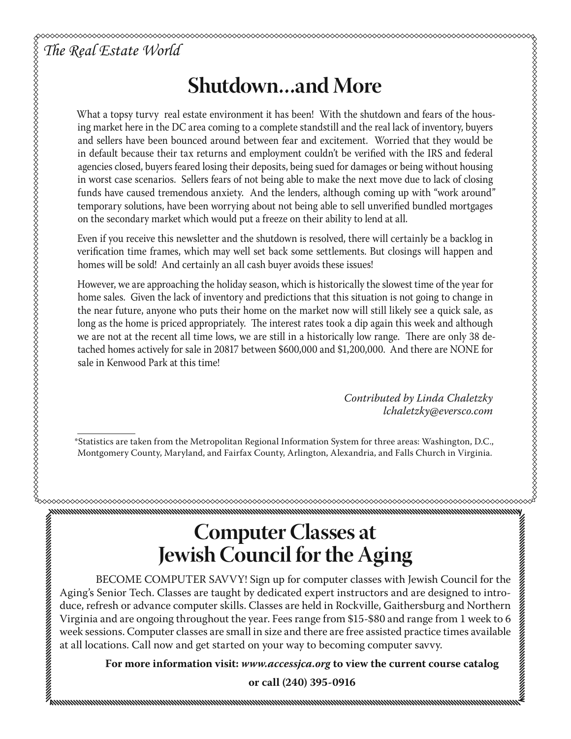*The Real Estate World*

# Shutdown…and More

What a topsy turvy real estate environment it has been! With the shutdown and fears of the housing market here in the DC area coming to a complete standstill and the real lack of inventory, buyers and sellers have been bounced around between fear and excitement. Worried that they would be in default because their tax returns and employment couldn't be verified with the IRS and federal agencies closed, buyers feared losing their deposits, being sued for damages or being without housing in worst case scenarios. Sellers fears of not being able to make the next move due to lack of closing funds have caused tremendous anxiety. And the lenders, although coming up with "work around" temporary solutions, have been worrying about not being able to sell unverified bundled mortgages on the secondary market which would put a freeze on their ability to lend at all.

Even if you receive this newsletter and the shutdown is resolved, there will certainly be a backlog in verification time frames, which may well set back some settlements. But closings will happen and homes will be sold! And certainly an all cash buyer avoids these issues!

However, we are approaching the holiday season, which is historically the slowest time of the year for home sales. Given the lack of inventory and predictions that this situation is not going to change in the near future, anyone who puts their home on the market now will still likely see a quick sale, as long as the home is priced appropriately. The interest rates took a dip again this week and although we are not at the recent all time lows, we are still in a historically low range. There are only 38 detached homes actively for sale in 20817 between $600,000 and $1,200,000. And there are NONE for sale in Kenwood Park at this time!

*Contributed by Linda Chaletzky*
*lchaletzky@eversco.com*

---

*Statistics are taken from the Metropolitan Regional Information System for three areas: Washington, D.C., Montgomery County, Maryland, and Fairfax County, Arlington, Alexandria, and Falls Church in Virginia.

# Computer Classes at Jewish Council for the Aging

BECOME COMPUTER SAVVY! Sign up for computer classes with Jewish Council for the Aging's Senior Tech. Classes are taught by dedicated expert instructors and are designed to introduce, refresh or advance computer skills. Classes are held in Rockville, Gaithersburg and Northern Virginia and are ongoing throughout the year. Fees range from $15-$80 and range from 1 week to 6 week sessions. Computer classes are small in size and there are free assisted practice times available at all locations. Call now and get started on your way to becoming computer savvy.

**For more information visit: *www.accessjca.org* to view the current course catalog**

**or call (240) 395-0916**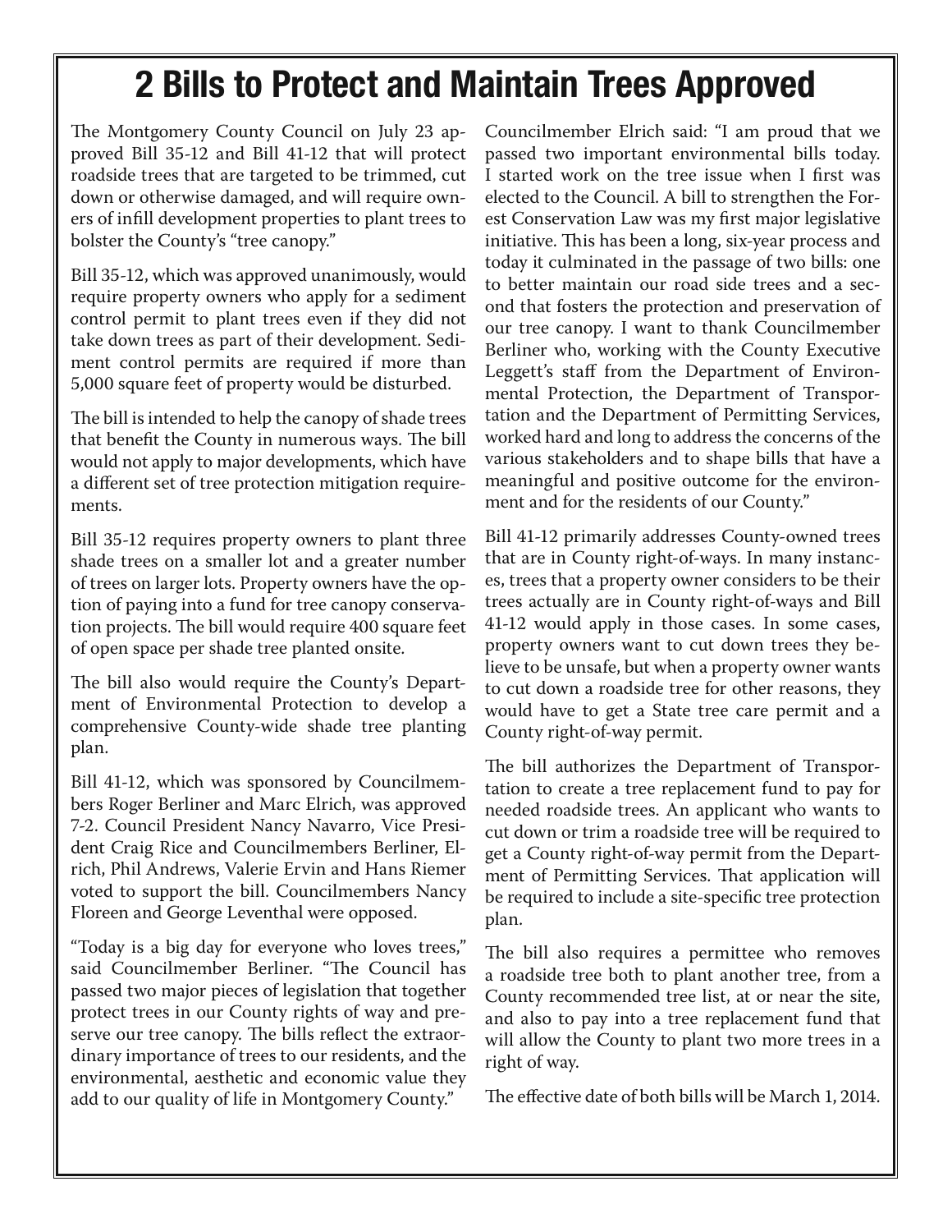# 2 Bills to Protect and Maintain Trees Approved

The Montgomery County Council on July 23 approved Bill 35-12 and Bill 41-12 that will protect roadside trees that are targeted to be trimmed, cut down or otherwise damaged, and will require owners of infill development properties to plant trees to bolster the County's "tree canopy."

Bill 35-12, which was approved unanimously, would require property owners who apply for a sediment control permit to plant trees even if they did not take down trees as part of their development. Sediment control permits are required if more than 5,000 square feet of property would be disturbed.

The bill is intended to help the canopy of shade trees that benefit the County in numerous ways. The bill would not apply to major developments, which have a different set of tree protection mitigation requirements.

Bill 35-12 requires property owners to plant three shade trees on a smaller lot and a greater number of trees on larger lots. Property owners have the option of paying into a fund for tree canopy conservation projects. The bill would require 400 square feet of open space per shade tree planted onsite.

The bill also would require the County's Department of Environmental Protection to develop a comprehensive County-wide shade tree planting plan.

Bill 41-12, which was sponsored by Councilmembers Roger Berliner and Marc Elrich, was approved 7-2. Council President Nancy Navarro, Vice President Craig Rice and Councilmembers Berliner, Elrich, Phil Andrews, Valerie Ervin and Hans Riemer voted to support the bill. Councilmembers Nancy Floreen and George Leventhal were opposed.

"Today is a big day for everyone who loves trees," said Councilmember Berliner. "The Council has passed two major pieces of legislation that together protect trees in our County rights of way and preserve our tree canopy. The bills reflect the extraordinary importance of trees to our residents, and the environmental, aesthetic and economic value they add to our quality of life in Montgomery County."

Councilmember Elrich said: "I am proud that we passed two important environmental bills today. I started work on the tree issue when I first was elected to the Council. A bill to strengthen the Forest Conservation Law was my first major legislative initiative. This has been a long, six-year process and today it culminated in the passage of two bills: one to better maintain our road side trees and a second that fosters the protection and preservation of our tree canopy. I want to thank Councilmember Berliner who, working with the County Executive Leggett's staff from the Department of Environmental Protection, the Department of Transportation and the Department of Permitting Services, worked hard and long to address the concerns of the various stakeholders and to shape bills that have a meaningful and positive outcome for the environment and for the residents of our County."

Bill 41-12 primarily addresses County-owned trees that are in County right-of-ways. In many instances, trees that a property owner considers to be their trees actually are in County right-of-ways and Bill 41-12 would apply in those cases. In some cases, property owners want to cut down trees they believe to be unsafe, but when a property owner wants to cut down a roadside tree for other reasons, they would have to get a State tree care permit and a County right-of-way permit.

The bill authorizes the Department of Transportation to create a tree replacement fund to pay for needed roadside trees. An applicant who wants to cut down or trim a roadside tree will be required to get a County right-of-way permit from the Department of Permitting Services. That application will be required to include a site-specific tree protection plan.

The bill also requires a permittee who removes a roadside tree both to plant another tree, from a County recommended tree list, at or near the site, and also to pay into a tree replacement fund that will allow the County to plant two more trees in a right of way.

The effective date of both bills will be March 1, 2014.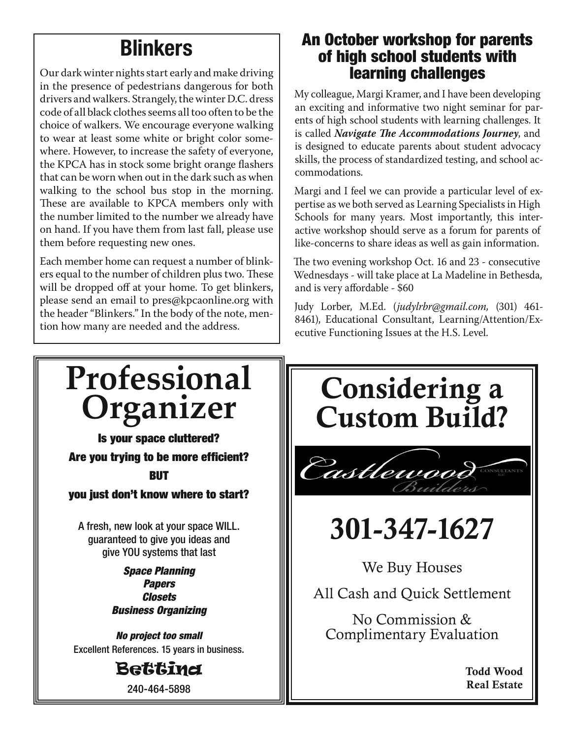## Blinkers

Our dark winter nights start early and make driving in the presence of pedestrians dangerous for both drivers and walkers. Strangely, the winter D.C. dress code of all black clothes seems all too often to be the choice of walkers. We encourage everyone walking to wear at least some white or bright color somewhere. However, to increase the safety of everyone, the KPCA has in stock some bright orange flashers that can be worn when out in the dark such as when walking to the school bus stop in the morning. These are available to KPCA members only with the number limited to the number we already have on hand. If you have them from last fall, please use them before requesting new ones.

Each member home can request a number of blinkers equal to the number of children plus two. These will be dropped off at your home. To get blinkers, please send an email to pres@kpcaonline.org with the header "Blinkers." In the body of the note, mention how many are needed and the address.

## An October workshop for parents of high school students with learning challenges

My colleague, Margi Kramer, and I have been developing an exciting and informative two night seminar for parents of high school students with learning challenges. It is called ***Navigate The Accommodations Journey***, and is designed to educate parents about student advocacy skills, the process of standardized testing, and school accommodations.

Margi and I feel we can provide a particular level of expertise as we both served as Learning Specialists in High Schools for many years. Most importantly, this interactive workshop should serve as a forum for parents of like-concerns to share ideas as well as gain information.

The two evening workshop Oct. 16 and 23 - consecutive Wednesdays - will take place at La Madeline in Bethesda, and is very affordable - $60

Judy Lorber, M.Ed. (*judylrbr@gmail.com*, (301) 461-8461), Educational Consultant, Learning/Attention/Executive Functioning Issues at the H.S. Level.

# Professional Organizer

**Is your space cluttered?**

**Are you trying to be more efficient?**

**BUT**

**you just don't know where to start?**

A fresh, new look at your space WILL. guaranteed to give you ideas and give YOU systems that last

***Space Planning***
***Papers***
***Closets***
***Business Organizing***

***No project too small***
Excellent References. 15 years in business.

**Bettina**

240-464-5898

# Considering a Custom Build?

Castlewood Builders Consultants LLC

# 301-347-1627

We Buy Houses

All Cash and Quick Settlement

No Commission & Complimentary Evaluation

**Todd Wood**
**Real Estate**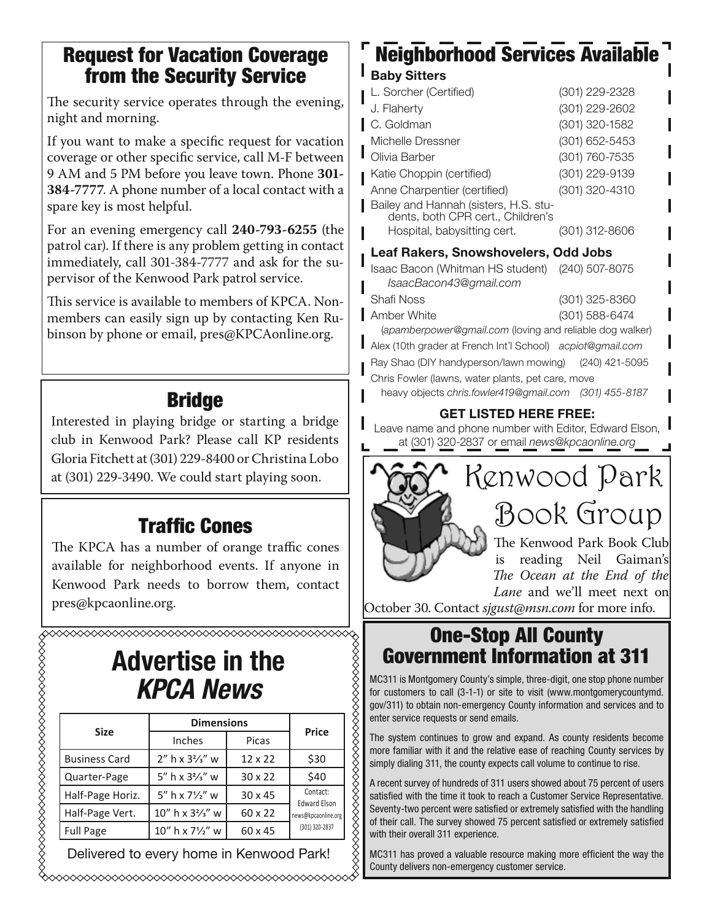## Request for Vacation Coverage from the Security Service

The security service operates through the evening, night and morning.

If you want to make a specific request for vacation coverage or other specific service, call M-F between 9 AM and 5 PM before you leave town. Phone **301-384-7777**. A phone number of a local contact with a spare key is most helpful.

For an evening emergency call **240-793-6255** (the patrol car). If there is any problem getting in contact immediately, call 301-384-7777 and ask for the supervisor of the Kenwood Park patrol service.

This service is available to members of KPCA. Non-members can easily sign up by contacting Ken Rubinson by phone or email, pres@KPCAonline.org.

## Bridge

Interested in playing bridge or starting a bridge club in Kenwood Park? Please call KP residents Gloria Fitchett at (301) 229-8400 or Christina Lobo at (301) 229-3490. We could start playing soon.

## Traffic Cones

The KPCA has a number of orange traffic cones available for neighborhood events. If anyone in Kenwood Park needs to borrow them, contact pres@kpcaonline.org.

## Advertise in the *KPCA News*

| Size | Dimensions | | Price |
|---|---|---|---|
| | Inches | Picas | |
| Business Card | 2" h x 3⅔" w | 12 x 22 | $30 |
| Quarter-Page | 5" h x 3⅔" w | 30 x 22 | $40 |
| Half-Page Horiz. | 5" h x 7½" w | 30 x 45 | Contact: Edward Elson news@kpcaonline.org (301) 320-2837 |
| Half-Page Vert. | 10" h x 3⅔" w | 60 x 22 | |
| Full Page | 10" h x 7½" w | 60 x 45 | |

Delivered to every home in Kenwood Park!

## Neighborhood Services Available

**Baby Sitters**

- L. Sorcher (Certified) (301) 229-2328
- J. Flaherty (301) 229-2602
- C. Goldman (301) 320-1582
- Michelle Dressner (301) 652-5453
- Olivia Barber (301) 760-7535
- Katie Choppin (certified) (301) 229-9139
- Anne Charpentier (certified) (301) 320-4310
- Bailey and Hannah (sisters, H.S. students, both CPR cert., Children's Hospital, babysitting cert. (301) 312-8606

**Leaf Rakers, Snowshovelers, Odd Jobs**

- Isaac Bacon (Whitman HS student) (240) 507-8075 *IsaacBacon43@gmail.com*
- Shafi Noss (301) 325-8360
- Amber White (301) 588-6474 (*apamberpower@gmail.com* (loving and reliable dog walker)
- Alex (10th grader at French Int'l School) *acpiot@gmail.com*
- Ray Shao (DIY handyperson/lawn mowing) (240) 421-5095
- Chris Fowler (lawns, water plants, pet care, move heavy objects *chris.fowler419@gmail.com (301) 455-8187*

**GET LISTED HERE FREE:**
Leave name and phone number with Editor, Edward Elson, at (301) 320-2837 or email *news@kpcaonline.org*

## Kenwood Park Book Group

The Kenwood Park Book Club is reading Neil Gaiman's *The Ocean at the End of the Lane* and we'll meet next on October 30. Contact *sjgust@msn.com* for more info.

## One-Stop All County Government Information at 311

MC311 is Montgomery County's simple, three-digit, one stop phone number for customers to call (3-1-1) or site to visit (www.montgomerycountymd.gov/311) to obtain non-emergency County information and services and to enter service requests or send emails.

The system continues to grow and expand. As county residents become more familiar with it and the relative ease of reaching County services by simply dialing 311, the county expects call volume to continue to rise.

A recent survey of hundreds of 311 users showed about 75 percent of users satisfied with the time it took to reach a Customer Service Representative. Seventy-two percent were satisfied or extremely satisfied with the handling of their call. The survey showed 75 percent satisfied or extremely satisfied with their overall 311 experience.

MC311 has proved a valuable resource making more efficient the way the County delivers non-emergency customer service.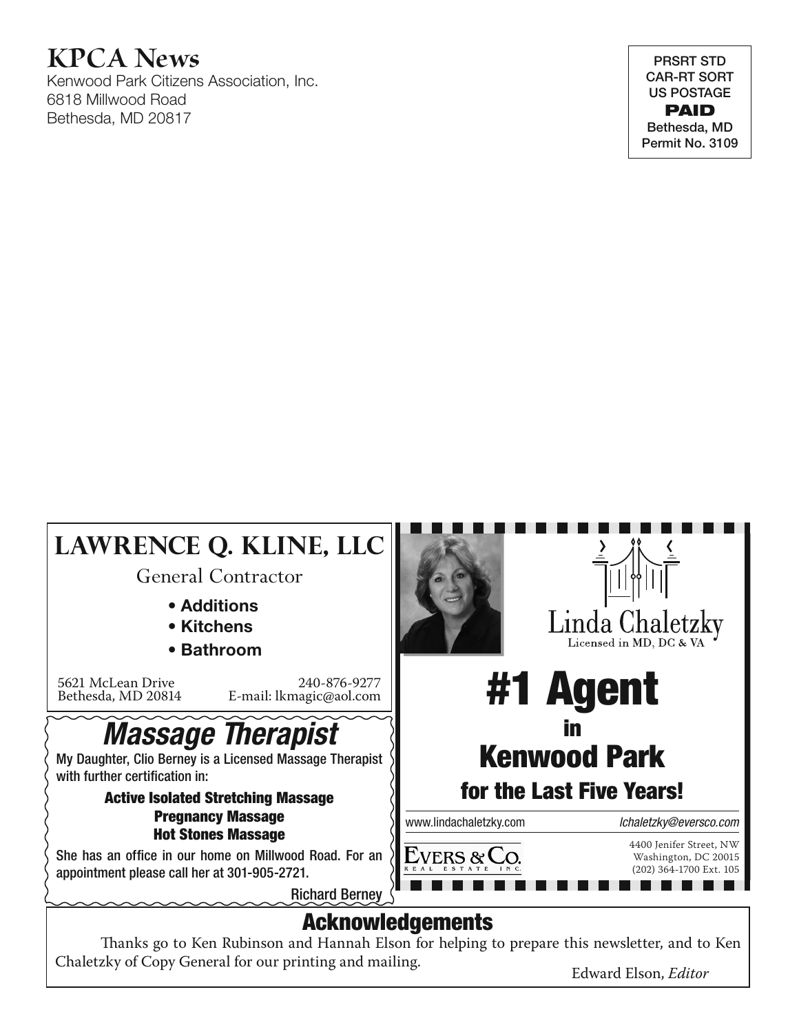**KPCA News**
Kenwood Park Citizens Association, Inc.
6818 Millwood Road
Bethesda, MD 20817

PRSRT STD
CAR-RT SORT
US POSTAGE
**PAID**
Bethesda, MD
Permit No. 3109

## LAWRENCE Q. KLINE, LLC

General Contractor

- **Additions**
- **Kitchens**
- **Bathroom**

5621 McLean Drive
Bethesda, MD 20814

240-876-9277
E-mail: lkmagic@aol.com

## *Massage Therapist*

My Daughter, Clio Berney is a Licensed Massage Therapist with further certification in:

**Active Isolated Stretching Massage**
**Pregnancy Massage**
**Hot Stones Massage**

She has an office in our home on Millwood Road. For an appointment please call her at 301-905-2721.

Richard Berney

Linda Chaletzky
Licensed in MD, DC & VA

# #1 Agent
## in
## Kenwood Park
### for the Last Five Years!

www.lindachaletzky.com
*lchaletzky@eversco.com*

EVERS & CO.
REAL ESTATE INC.

4400 Jenifer Street, NW
Washington, DC 20015
(202) 364-1700 Ext. 105

## Acknowledgements

Thanks go to Ken Rubinson and Hannah Elson for helping to prepare this newsletter, and to Ken Chaletzky of Copy General for our printing and mailing.

Edward Elson, *Editor*